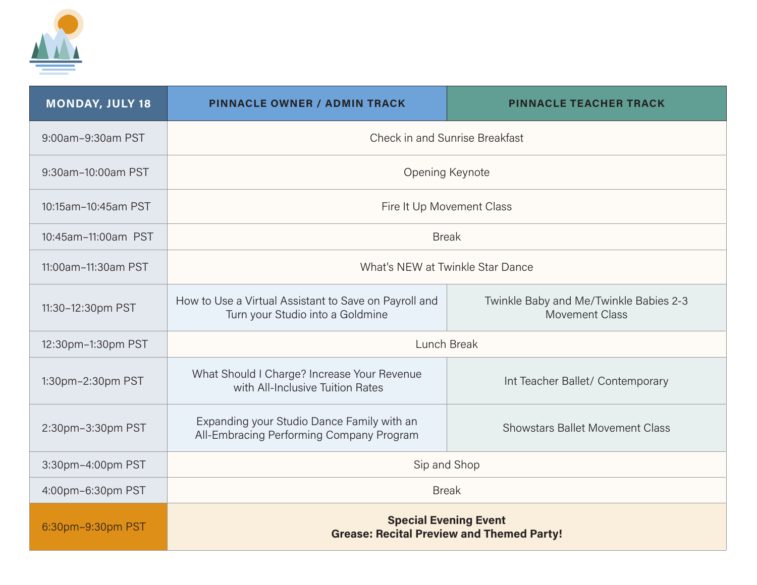| MONDAY, JULY 18 | PINNACLE OWNER / ADMIN TRACK | PINNACLE TEACHER TRACK |
|---|---|---|
| 9:00am–9:30am PST | Check in and Sunrise Breakfast | |
| 9:30am–10:00am PST | Opening Keynote | |
| 10:15am–10:45am PST | Fire It Up Movement Class | |
| 10:45am–11:00am PST | Break | |
| 11:00am–11:30am PST | What's NEW at Twinkle Star Dance | |
| 11:30–12:30pm PST | How to Use a Virtual Assistant to Save on Payroll and Turn your Studio into a Goldmine | Twinkle Baby and Me/Twinkle Babies 2-3 Movement Class |
| 12:30pm–1:30pm PST | Lunch Break | |
| 1:30pm–2:30pm PST | What Should I Charge? Increase Your Revenue with All-Inclusive Tuition Rates | Int Teacher Ballet/ Contemporary |
| 2:30pm–3:30pm PST | Expanding your Studio Dance Family with an All-Embracing Performing Company Program | Showstars Ballet Movement Class |
| 3:30pm–4:00pm PST | Sip and Shop | |
| 4:00pm–6:30pm PST | Break | |
| 6:30pm–9:30pm PST | **Special Evening Event<br>Grease: Recital Preview and Themed Party!** | |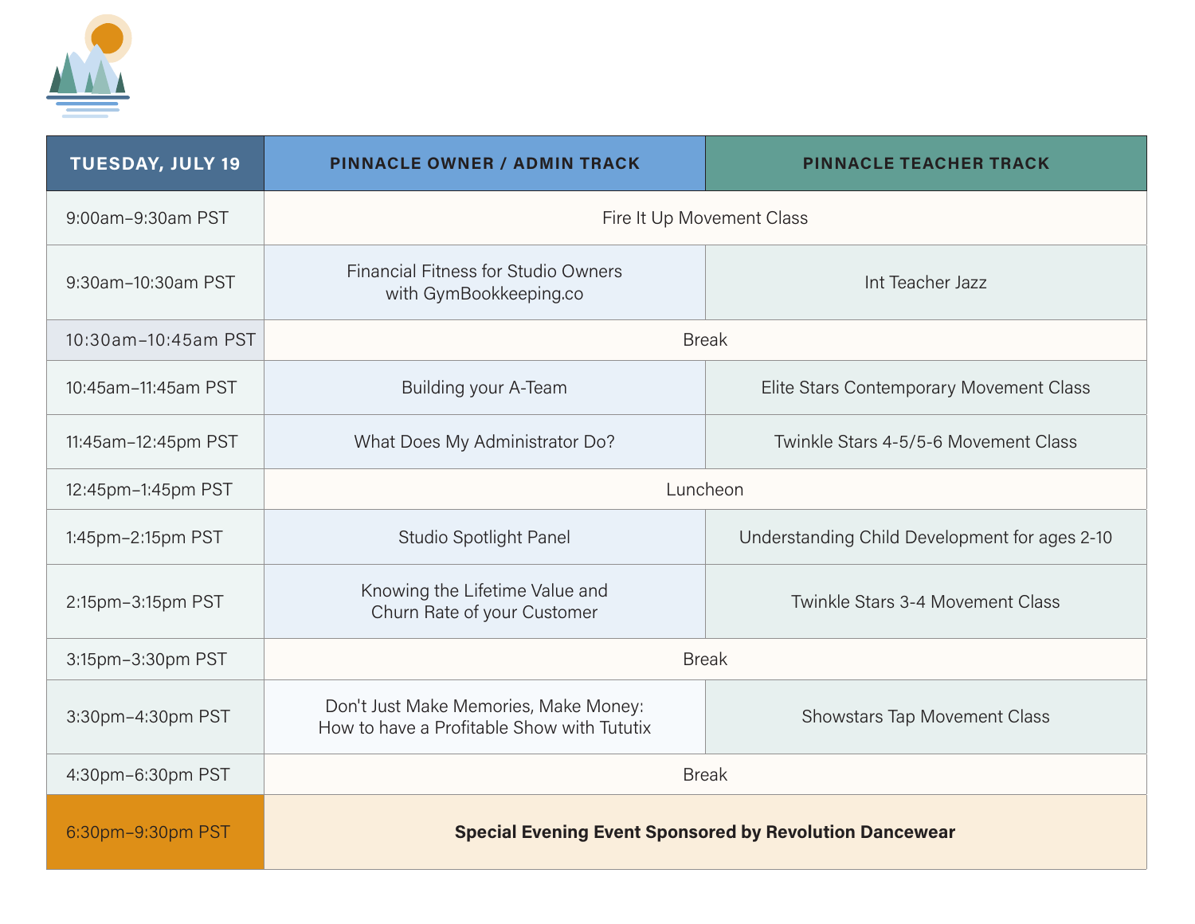| TUESDAY, JULY 19 | PINNACLE OWNER / ADMIN TRACK | PINNACLE TEACHER TRACK |
| --- | --- | --- |
| 9:00am–9:30am PST | Fire It Up Movement Class | |
| 9:30am–10:30am PST | Financial Fitness for Studio Owners with GymBookkeeping.co | Int Teacher Jazz |
| 10:30am–10:45am PST | Break | |
| 10:45am–11:45am PST | Building your A-Team | Elite Stars Contemporary Movement Class |
| 11:45am–12:45pm PST | What Does My Administrator Do? | Twinkle Stars 4-5/5-6 Movement Class |
| 12:45pm–1:45pm PST | Luncheon | |
| 1:45pm–2:15pm PST | Studio Spotlight Panel | Understanding Child Development for ages 2-10 |
| 2:15pm–3:15pm PST | Knowing the Lifetime Value and Churn Rate of your Customer | Twinkle Stars 3-4 Movement Class |
| 3:15pm–3:30pm PST | Break | |
| 3:30pm–4:30pm PST | Don't Just Make Memories, Make Money: How to have a Profitable Show with Tututix | Showstars Tap Movement Class |
| 4:30pm–6:30pm PST | Break | |
| 6:30pm–9:30pm PST | **Special Evening Event Sponsored by Revolution Dancewear** | |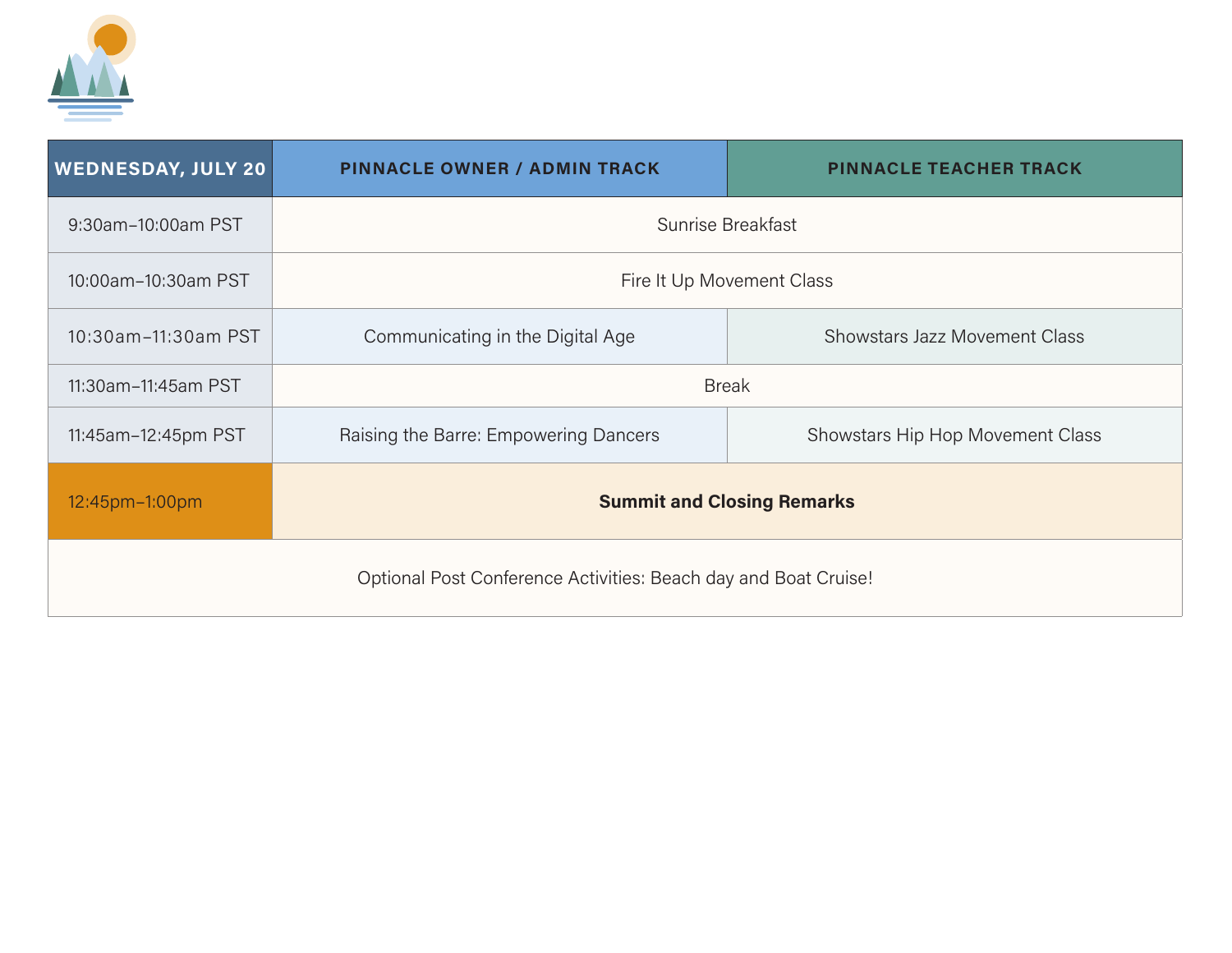| WEDNESDAY, JULY 20 | PINNACLE OWNER / ADMIN TRACK | PINNACLE TEACHER TRACK |
|---|---|---|
| 9:30am–10:00am PST | Sunrise Breakfast | |
| 10:00am–10:30am PST | Fire It Up Movement Class | |
| 10:30am–11:30am PST | Communicating in the Digital Age | Showstars Jazz Movement Class |
| 11:30am–11:45am PST | Break | |
| 11:45am–12:45pm PST | Raising the Barre: Empowering Dancers | Showstars Hip Hop Movement Class |
| 12:45pm–1:00pm | **Summit and Closing Remarks** | |
| Optional Post Conference Activities: Beach day and Boat Cruise! | | |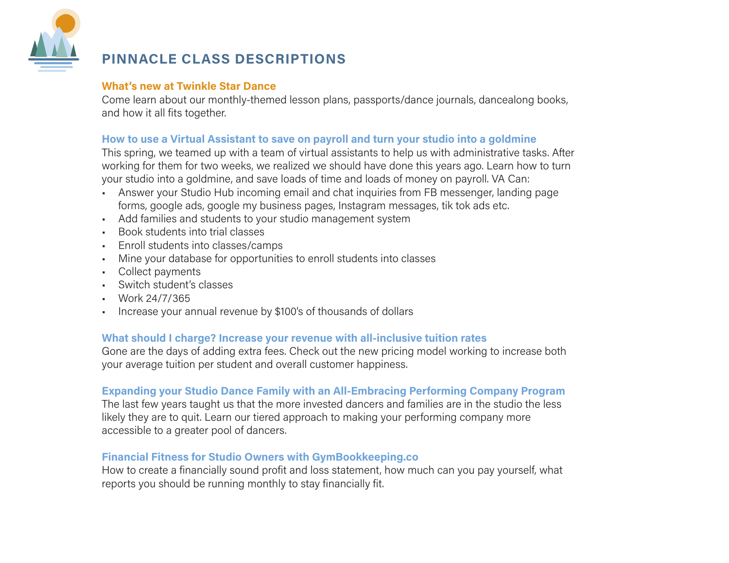# PINNACLE CLASS DESCRIPTIONS

### What's new at Twinkle Star Dance

Come learn about our monthly-themed lesson plans, passports/dance journals, dancealong books, and how it all fits together.

### How to use a Virtual Assistant to save on payroll and turn your studio into a goldmine

This spring, we teamed up with a team of virtual assistants to help us with administrative tasks. After working for them for two weeks, we realized we should have done this years ago. Learn how to turn your studio into a goldmine, and save loads of time and loads of money on payroll. VA Can:

- Answer your Studio Hub incoming email and chat inquiries from FB messenger, landing page forms, google ads, google my business pages, Instagram messages, tik tok ads etc.
- Add families and students to your studio management system
- Book students into trial classes
- Enroll students into classes/camps
- Mine your database for opportunities to enroll students into classes
- Collect payments
- Switch student's classes
- Work 24/7/365
- Increase your annual revenue by $100's of thousands of dollars

### What should I charge? Increase your revenue with all-inclusive tuition rates

Gone are the days of adding extra fees. Check out the new pricing model working to increase both your average tuition per student and overall customer happiness.

### Expanding your Studio Dance Family with an All-Embracing Performing Company Program

The last few years taught us that the more invested dancers and families are in the studio the less likely they are to quit. Learn our tiered approach to making your performing company more accessible to a greater pool of dancers.

### Financial Fitness for Studio Owners with GymBookkeeping.co

How to create a financially sound profit and loss statement, how much can you pay yourself, what reports you should be running monthly to stay financially fit.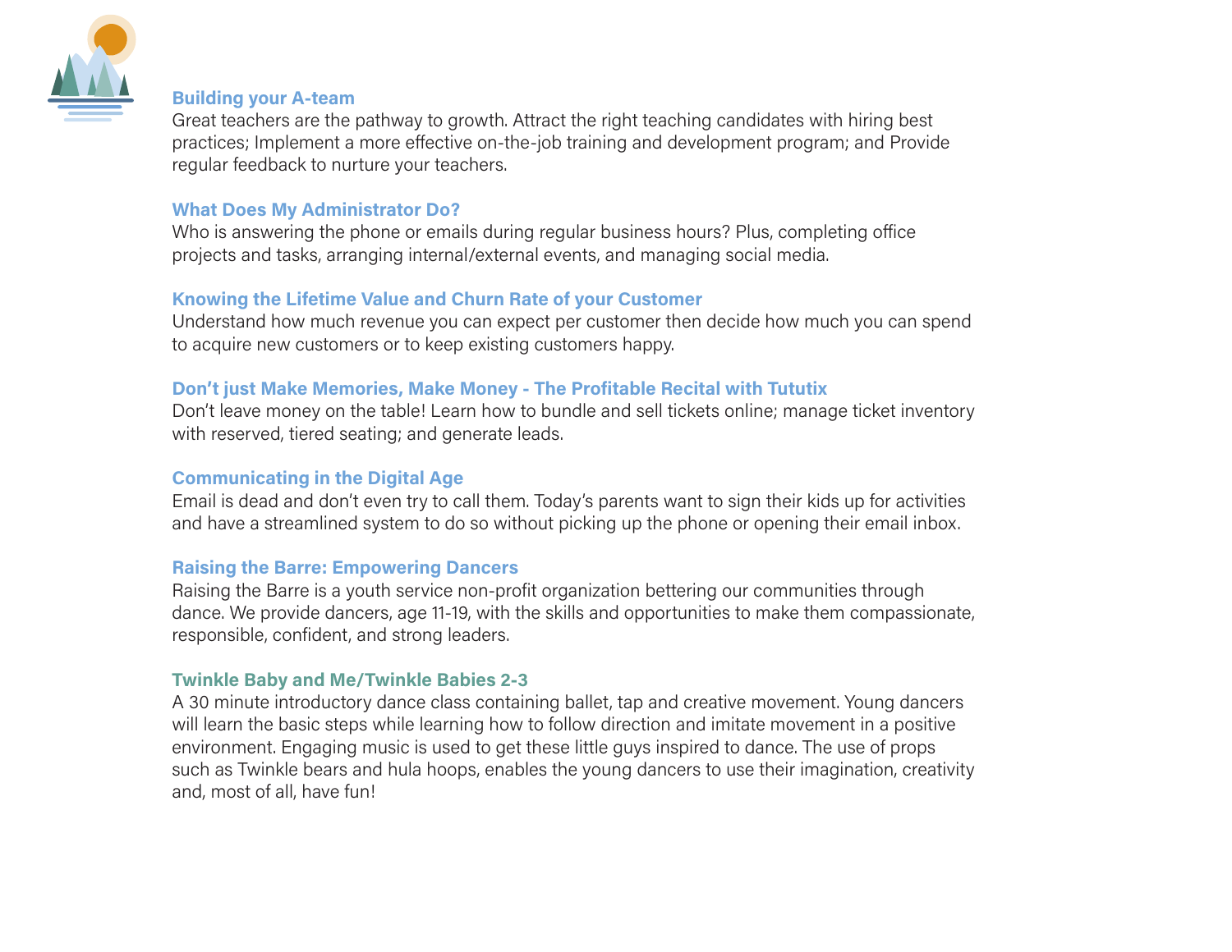### Building your A-team

Great teachers are the pathway to growth. Attract the right teaching candidates with hiring best practices; Implement a more effective on-the-job training and development program; and Provide regular feedback to nurture your teachers.

### What Does My Administrator Do?

Who is answering the phone or emails during regular business hours? Plus, completing office projects and tasks, arranging internal/external events, and managing social media.

### Knowing the Lifetime Value and Churn Rate of your Customer

Understand how much revenue you can expect per customer then decide how much you can spend to acquire new customers or to keep existing customers happy.

### Don't just Make Memories, Make Money - The Profitable Recital with Tututix

Don't leave money on the table! Learn how to bundle and sell tickets online; manage ticket inventory with reserved, tiered seating; and generate leads.

### Communicating in the Digital Age

Email is dead and don't even try to call them. Today's parents want to sign their kids up for activities and have a streamlined system to do so without picking up the phone or opening their email inbox.

### Raising the Barre: Empowering Dancers

Raising the Barre is a youth service non-profit organization bettering our communities through dance. We provide dancers, age 11-19, with the skills and opportunities to make them compassionate, responsible, confident, and strong leaders.

### Twinkle Baby and Me/Twinkle Babies 2-3

A 30 minute introductory dance class containing ballet, tap and creative movement. Young dancers will learn the basic steps while learning how to follow direction and imitate movement in a positive environment. Engaging music is used to get these little guys inspired to dance. The use of props such as Twinkle bears and hula hoops, enables the young dancers to use their imagination, creativity and, most of all, have fun!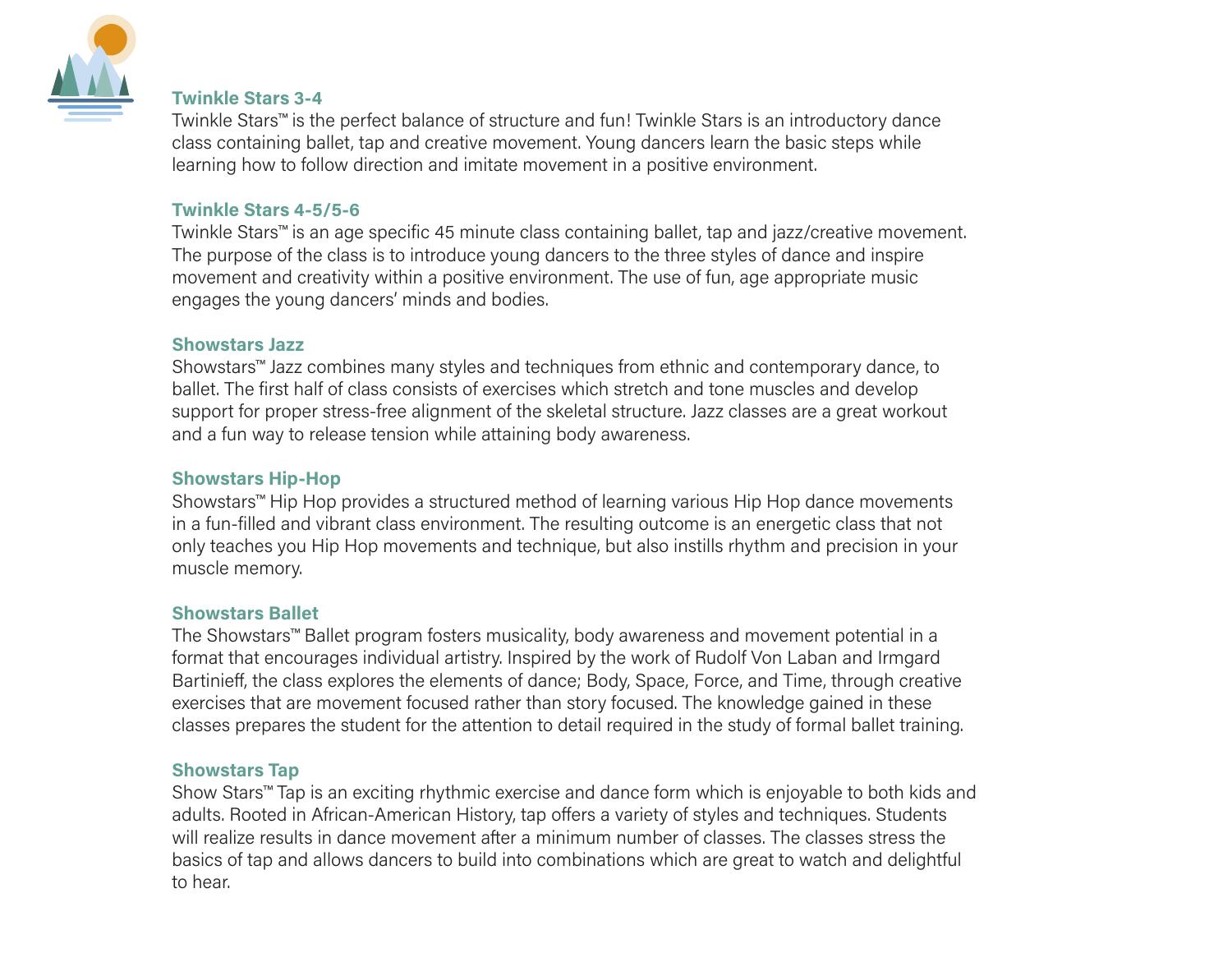### Twinkle Stars 3-4

Twinkle Stars™ is the perfect balance of structure and fun! Twinkle Stars is an introductory dance class containing ballet, tap and creative movement. Young dancers learn the basic steps while learning how to follow direction and imitate movement in a positive environment.

### Twinkle Stars 4-5/5-6

Twinkle Stars™ is an age specific 45 minute class containing ballet, tap and jazz/creative movement. The purpose of the class is to introduce young dancers to the three styles of dance and inspire movement and creativity within a positive environment. The use of fun, age appropriate music engages the young dancers' minds and bodies.

### Showstars Jazz

Showstars™ Jazz combines many styles and techniques from ethnic and contemporary dance, to ballet. The first half of class consists of exercises which stretch and tone muscles and develop support for proper stress-free alignment of the skeletal structure. Jazz classes are a great workout and a fun way to release tension while attaining body awareness.

### Showstars Hip-Hop

Showstars™ Hip Hop provides a structured method of learning various Hip Hop dance movements in a fun-filled and vibrant class environment. The resulting outcome is an energetic class that not only teaches you Hip Hop movements and technique, but also instills rhythm and precision in your muscle memory.

### Showstars Ballet

The Showstars™ Ballet program fosters musicality, body awareness and movement potential in a format that encourages individual artistry. Inspired by the work of Rudolf Von Laban and Irmgard Bartinieff, the class explores the elements of dance; Body, Space, Force, and Time, through creative exercises that are movement focused rather than story focused. The knowledge gained in these classes prepares the student for the attention to detail required in the study of formal ballet training.

### Showstars Tap

Show Stars™ Tap is an exciting rhythmic exercise and dance form which is enjoyable to both kids and adults. Rooted in African-American History, tap offers a variety of styles and techniques. Students will realize results in dance movement after a minimum number of classes. The classes stress the basics of tap and allows dancers to build into combinations which are great to watch and delightful to hear.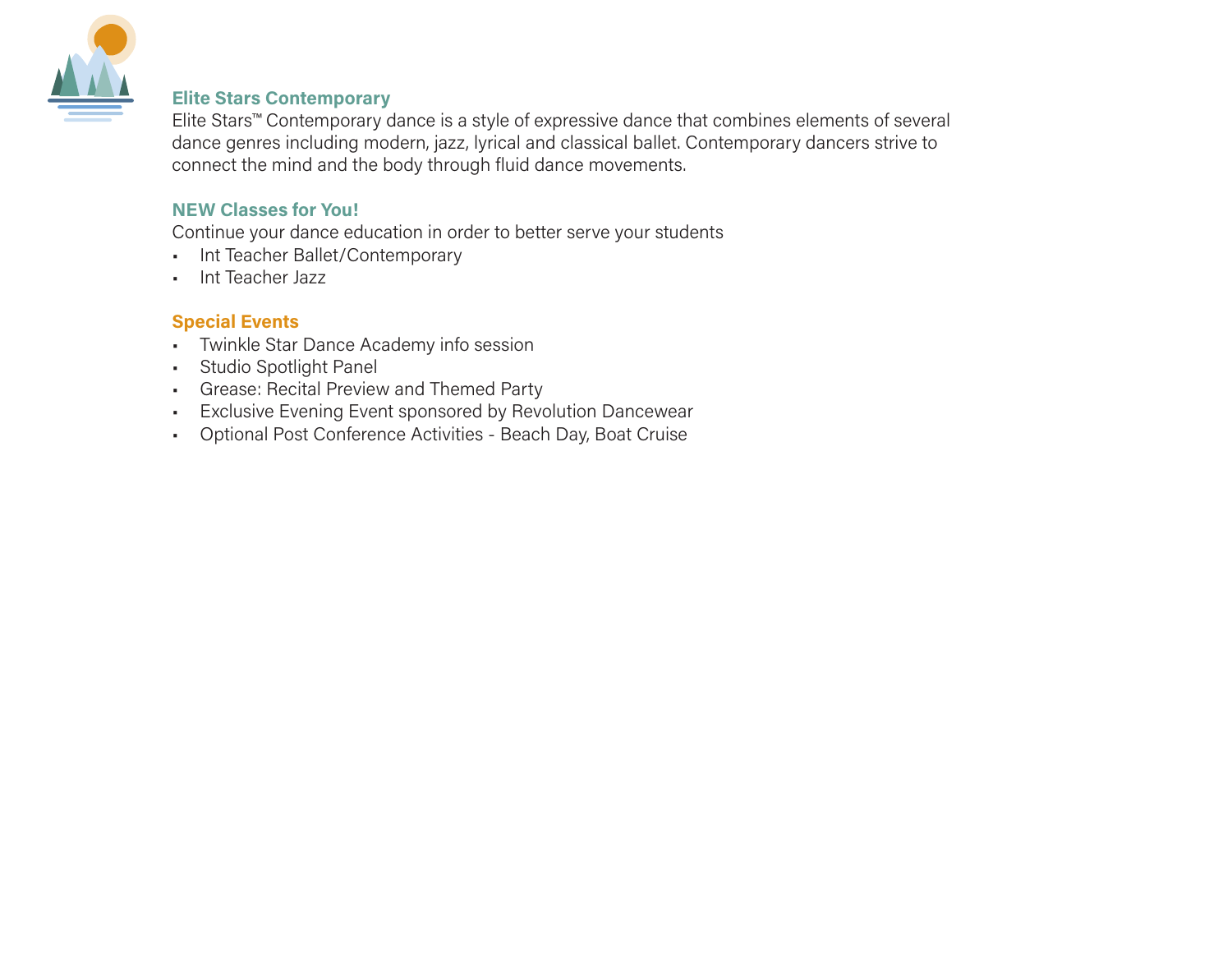### Elite Stars Contemporary

Elite Stars™ Contemporary dance is a style of expressive dance that combines elements of several dance genres including modern, jazz, lyrical and classical ballet. Contemporary dancers strive to connect the mind and the body through fluid dance movements.

### NEW Classes for You!

Continue your dance education in order to better serve your students

- Int Teacher Ballet/Contemporary
- Int Teacher Jazz

### Special Events

- Twinkle Star Dance Academy info session
- Studio Spotlight Panel
- Grease: Recital Preview and Themed Party
- Exclusive Evening Event sponsored by Revolution Dancewear
- Optional Post Conference Activities - Beach Day, Boat Cruise